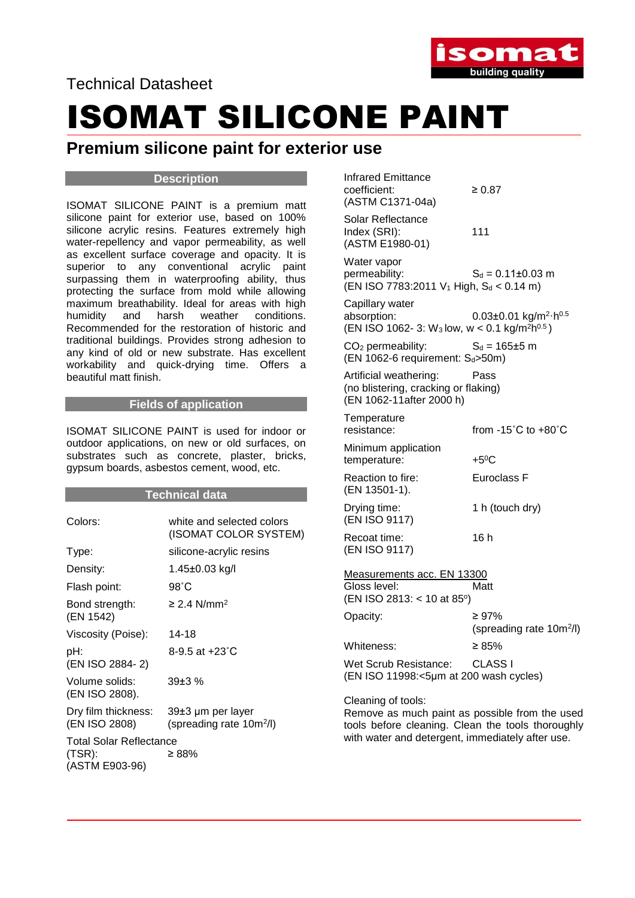Technical Datasheet

# ISOMAT SILICONE PAINT

## Premium silicone paint for exterior use

### Description

ISOMAT SILICONE PAINT is a premium matt silicone paint for exterior use, based on 100% silicone acrylic resins. Features extremely high water-repellency and vapor permeability, as well as excellent surface coverage and opacity. It is superior to any conventional acrylic paint surpassing them in waterproofing ability, thus protecting the surface from mold while allowing maximum breathability. Ideal for areas with high humidity and harsh weather conditions. Recommended for the restoration of historic and traditional buildings. Provides strong adhesion to any kind of old or new substrate. Has excellent workability and quick-drying time. Offers a beautiful matt finish.

### Fields of application

ISOMAT SILICONE PAINT is used for indoor or outdoor applications, on new or old surfaces, on substrates such as concrete, plaster, bricks, gypsum boards, asbestos cement, wood, etc.

### Technical data

| | |
|---|---|
| Colors: | white and selected colors (ISOMAT COLOR SYSTEM) |
| Type: | silicone-acrylic resins |
| Density: | 1.45±0.03 kg/l |
| Flash point: | 98˚C |
| Bond strength: (EN 1542) | ≥ 2.4 N/mm$^2$ |
| Viscosity (Poise): | 14-18 |
| pH: (EN ISO 2884- 2) | 8-9.5 at +23˚C |
| Volume solids: (EN ISO 2808). | 39±3 % |
| Dry film thickness: (EN ISO 2808) | 39±3 μm per layer (spreading rate 10m$^2$/l) |
| Total Solar Reflectance (TSR): (ASTM E903-96) | ≥ 88% |
| Infrared Emittance coefficient: (ASTM C1371-04a) | ≥ 0.87 |
| Solar Reflectance Index (SRI): (ASTM E1980-01) | 111 |
| Water vapor permeability: (EN ISO 7783:2011 $V_1$ High, $S_d$ < 0.14 m) | $S_d$ = 0.11±0.03 m |
| Capillary water absorption: (EN ISO 1062- 3: $W_3$ low, w < 0.1 kg/m$^2$h$^{0.5}$) | 0.03±0.01 kg/m$^2$·h$^{0.5}$ |
| $CO_2$ permeability: (EN 1062-6 requirement: $S_d$>50m) | $S_d$ = 165±5 m |
| Artificial weathering: (no blistering, cracking or flaking) (EN 1062-11after 2000 h) | Pass |
| Temperature resistance: | from -15˚C to +80˚C |
| Minimum application temperature: | +5$^0$C |
| Reaction to fire: (EN 13501-1). | Euroclass F |
| Drying time: (EN ISO 9117) | 1 h (touch dry) |
| Recoat time: (EN ISO 9117) | 16 h |

<u>Measurements acc. EN 13300</u>

| | |
|---|---|
| Gloss level: (EN ISO 2813: < 10 at 85$^o$) | Matt |
| Opacity: | ≥ 97% (spreading rate 10m$^2$/l) |
| Whiteness: | ≥ 85% |
| Wet Scrub Resistance: (EN ISO 11998:<5μm at 200 wash cycles) | CLASS I |

Cleaning of tools:
Remove as much paint as possible from the used tools before cleaning. Clean the tools thoroughly with water and detergent, immediately after use.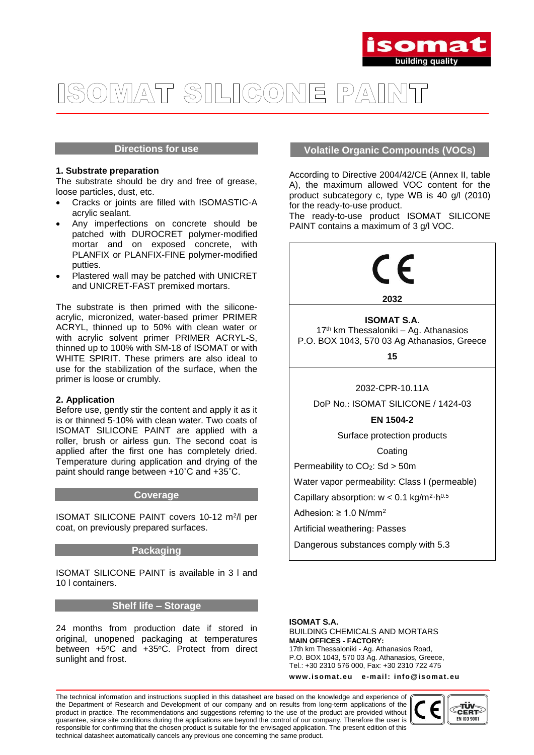# ISOMAT SILICONE PAINT

## Directions for use

**1. Substrate preparation**

The substrate should be dry and free of grease, loose particles, dust, etc.

- Cracks or joints are filled with ISOMASTIC-A acrylic sealant.
- Any imperfections on concrete should be patched with DUROCRET polymer-modified mortar and on exposed concrete, with PLANFIX or PLANFIX-FINE polymer-modified putties.
- Plastered wall may be patched with UNICRET and UNICRET-FAST premixed mortars.

The substrate is then primed with the silicone-acrylic, micronized, water-based primer PRIMER ACRYL, thinned up to 50% with clean water or with acrylic solvent primer PRIMER ACRYL-S, thinned up to 100% with SM-18 of ISOMAT or with WHITE SPIRIT. These primers are also ideal to use for the stabilization of the surface, when the primer is loose or crumbly.

**2. Application**

Before use, gently stir the content and apply it as it is or thinned 5-10% with clean water. Two coats of ISOMAT SILICONE PAINT are applied with a roller, brush or airless gun. The second coat is applied after the first one has completely dried. Temperature during application and drying of the paint should range between +10˚C and +35˚C.

## Coverage

ISOMAT SILICONE PAINT covers 10-12 $m^2/l$ per coat, on previously prepared surfaces.

## Packaging

ISOMAT SILICONE PAINT is available in 3 l and 10 l containers.

## Shelf life – Storage

24 months from production date if stored in original, unopened packaging at temperatures between +5°C and +35°C. Protect from direct sunlight and frost.

## Volatile Organic Compounds (VOCs)

According to Directive 2004/42/CE (Annex II, table A), the maximum allowed VOC content for the product subcategory c, type WB is 40 g/l (2010) for the ready-to-use product.

The ready-to-use product ISOMAT SILICONE PAINT contains a maximum of 3 g/l VOC.

CE

**2032**

**ISOMAT S.A.**
17th km Thessaloniki – Ag. Athanasios
P.O. BOX 1043, 570 03 Ag Athanasios, Greece

**15**

2032-CPR-10.11A

DoP No.: ISOMAT SILICONE / 1424-03

**EN 1504-2**

Surface protection products

Coating

Permeability to $CO_2$: Sd > 50m

Water vapor permeability: Class I (permeable)

Capillary absorption: $w < 0.1\ kg/m^2 \cdot h^{0.5}$

Adhesion: ≥ 1.0 $N/mm^2$

Artificial weathering: Passes

Dangerous substances comply with 5.3

**ISOMAT S.A.**
BUILDING CHEMICALS AND MORTARS
**MAIN OFFICES - FACTORY:**
17th km Thessaloniki - Ag. Athanasios Road,
P.O. BOX 1043, 570 03 Ag. Athanasios, Greece,
Tel.: +30 2310 576 000, Fax: +30 2310 722 475
**www.isomat.eu e-mail: info@isomat.eu**

The technical information and instructions supplied in this datasheet are based on the knowledge and experience of the Department of Research and Development of our company and on results from long-term applications of the product in practice. The recommendations and suggestions referring to the use of the product are provided without guarantee, since site conditions during the applications are beyond the control of our company. Therefore the user is responsible for confirming that the chosen product is suitable for the envisaged application. The present edition of this technical datasheet automatically cancels any previous one concerning the same product.